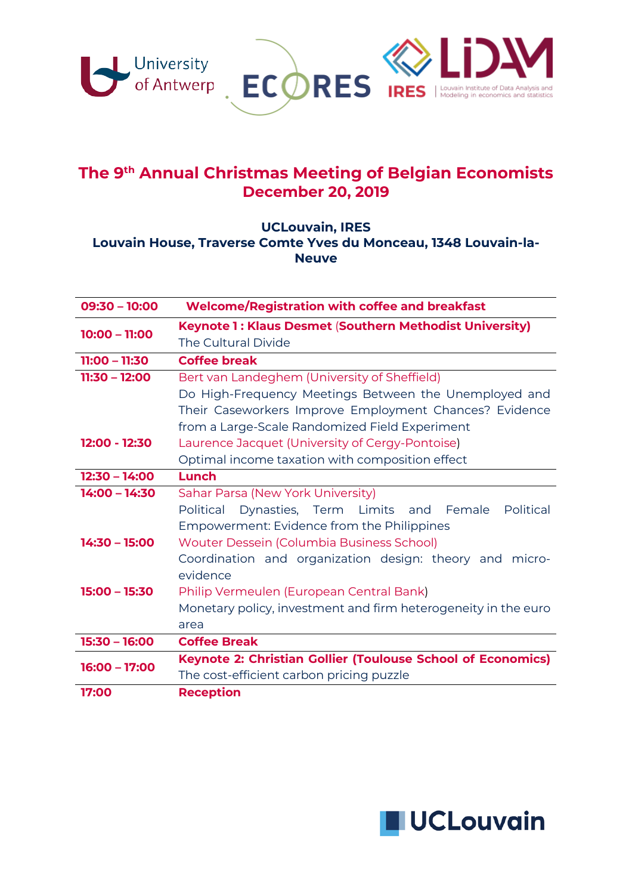# The 9th Annual Christmas Meeting of Belgian Economists
## December 20, 2019

**UCLouvain, IRES**
**Louvain House, Traverse Comte Yves du Monceau, 1348 Louvain-la-Neuve**

| | |
|---|---|
| **09:30 – 10:00** | **Welcome/Registration with coffee and breakfast** |
| **10:00 – 11:00** | **Keynote 1 : Klaus Desmet (Southern Methodist University)**<br>The Cultural Divide |
| **11:00 – 11:30** | **Coffee break** |
| **11:30 – 12:00** | Bert van Landeghem (University of Sheffield)<br>Do High-Frequency Meetings Between the Unemployed and Their Caseworkers Improve Employment Chances? Evidence from a Large-Scale Randomized Field Experiment |
| **12:00 - 12:30** | Laurence Jacquet (University of Cergy-Pontoise)<br>Optimal income taxation with composition effect |
| **12:30 – 14:00** | **Lunch** |
| **14:00 – 14:30** | Sahar Parsa (New York University)<br>Political Dynasties, Term Limits and Female Political Empowerment: Evidence from the Philippines |
| **14:30 – 15:00** | Wouter Dessein (Columbia Business School)<br>Coordination and organization design: theory and micro-evidence |
| **15:00 – 15:30** | Philip Vermeulen (European Central Bank)<br>Monetary policy, investment and firm heterogeneity in the euro area |
| **15:30 – 16:00** | **Coffee Break** |
| **16:00 – 17:00** | **Keynote 2: Christian Gollier (Toulouse School of Economics)**<br>The cost-efficient carbon pricing puzzle |
| **17:00** | **Reception** |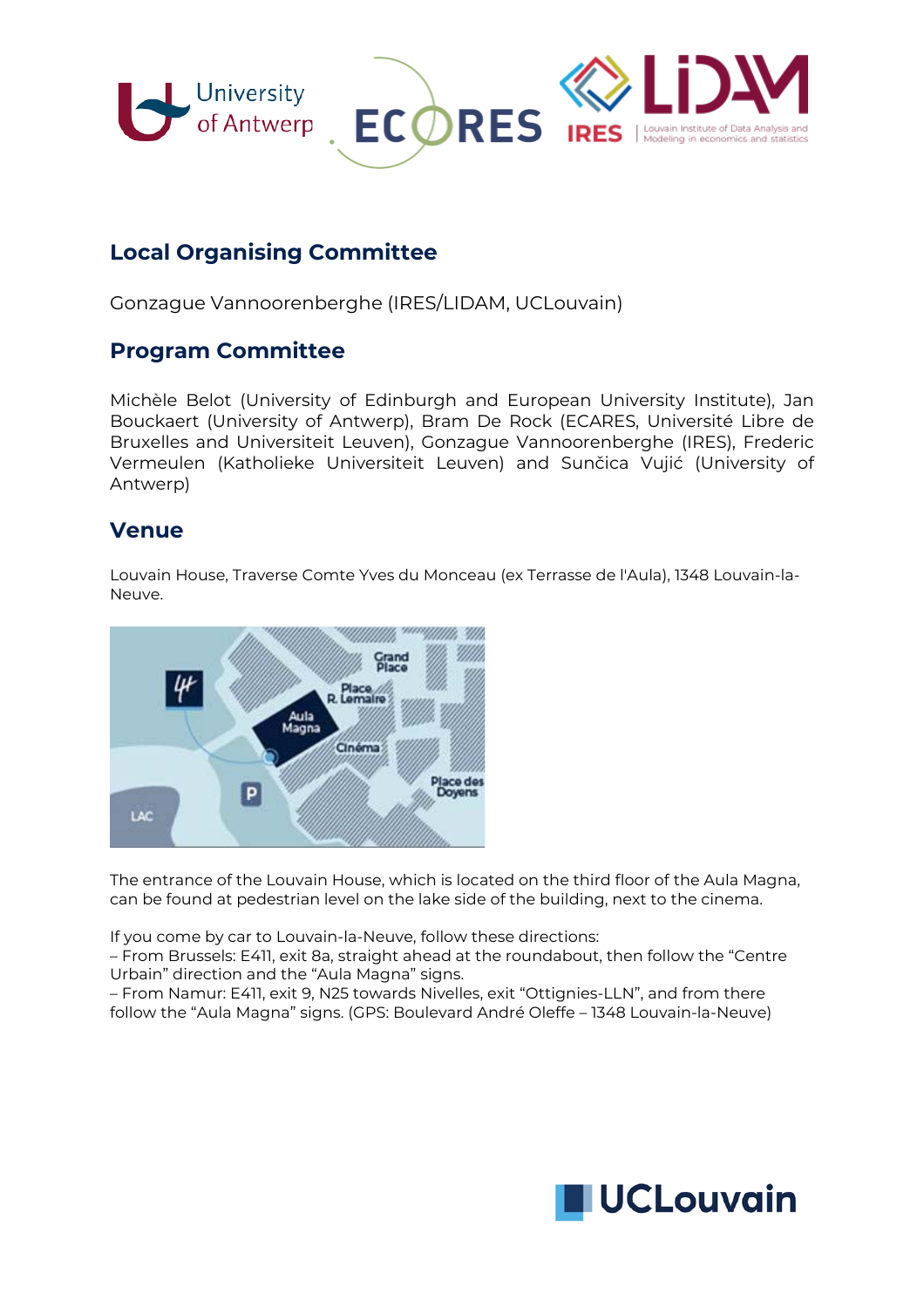## Local Organising Committee

Gonzague Vannoorenberghe (IRES/LIDAM, UCLouvain)

## Program Committee

Michèle Belot (University of Edinburgh and European University Institute), Jan Bouckaert (University of Antwerp), Bram De Rock (ECARES, Université Libre de Bruxelles and Universiteit Leuven), Gonzague Vannoorenberghe (IRES), Frederic Vermeulen (Katholieke Universiteit Leuven) and Sunčica Vujić (University of Antwerp)

## Venue

Louvain House, Traverse Comte Yves du Monceau (ex Terrasse de l'Aula), 1348 Louvain-la-Neuve.

Grand Place
Place R. Lemaire
Aula Magna
Cinéma
Place des Doyens
P
LAC

The entrance of the Louvain House, which is located on the third floor of the Aula Magna, can be found at pedestrian level on the lake side of the building, next to the cinema.

If you come by car to Louvain-la-Neuve, follow these directions:
– From Brussels: E411, exit 8a, straight ahead at the roundabout, then follow the "Centre Urbain" direction and the "Aula Magna" signs.
– From Namur: E411, exit 9, N25 towards Nivelles, exit "Ottignies-LLN", and from there follow the "Aula Magna" signs. (GPS: Boulevard André Oleffe – 1348 Louvain-la-Neuve)